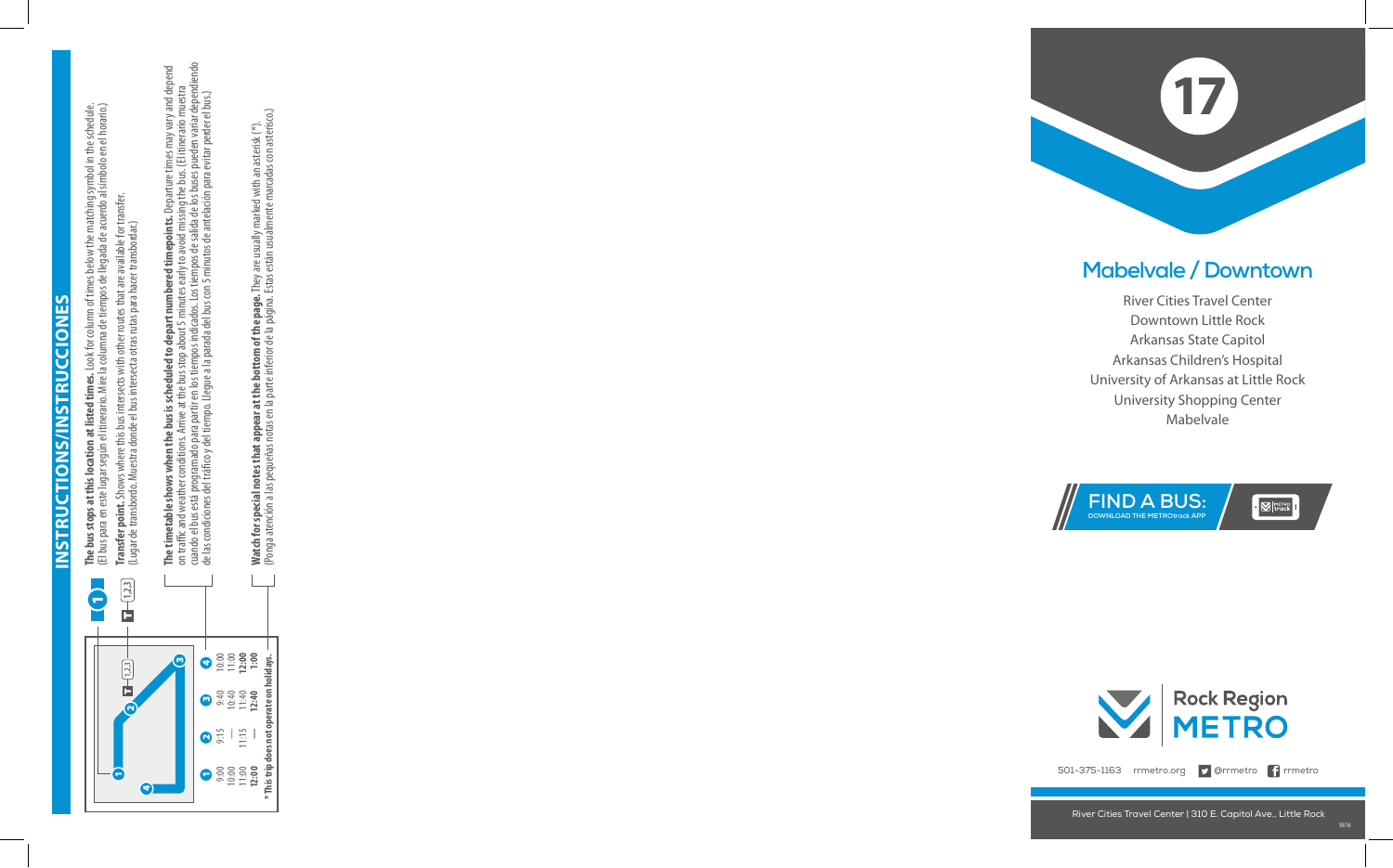# INSTRUCTIONS/INSTRUCCIONES

| 1 | 2 | 3 | 4 |
|---|---|---|---|
| 9:00 | 9:15 | 9:40 | 10:00 |
| 10:00 | — | 10:40 | 11:00 |
| 11:00 | 11:15 | 11:40 | **12:00** |
| **12:00** | — | **12:40** | **1:00** |

**\* This trip does not operate on holidays.**

**1** — **The bus stops at this location at listed times.** Look for column of times below the matching symbol in the schedule. (El bus para en este lugar según el itinerario. Mire la columna de tiempos de llegada de acuerdo al símbolo en el horario.)

**T 1,2,3** — **Transfer point.** Shows where this bus intersects with other routes that are available for transfer. (Lugar de transbordo. Muestra dónde el bus intersecta otras rutas para hacer transbordar.)

**The timetable shows when the bus is scheduled to depart numbered timepoints.** Departure times may vary and depend on traffic and weather conditions. Arrive at the bus stop about 5 minutes early to avoid missing the bus. (El itinerario muestra cuando el bus está programado para partir en los tiempos indicados. Los tiempos de salida de los buses pueden variar dependiendo de las condiciones del tráfico y del tiempo. Llegue a la parada del bus con 5 minutos de antelación para evitar perder el bus.)

**Watch for special notes that appear at the bottom of the page.** They are usually marked with an asterisk (\*). (Ponga atención a las pequeñas notas en la parte inferior de la página. Estas están usualmente marcadas con asterisco.)

# 17

## Mabelvale / Downtown

River Cities Travel Center
Downtown Little Rock
Arkansas State Capitol
Arkansas Children's Hospital
University of Arkansas at Little Rock
University Shopping Center
Mabelvale

**FIND A BUS:**
DOWNLOAD THE METROtrack APP

Rock Region METRO

501-375-1163 rrmetro.org @rrmetro rrmetro

River Cities Travel Center | 310 E. Capitol Ave., Little Rock

10/16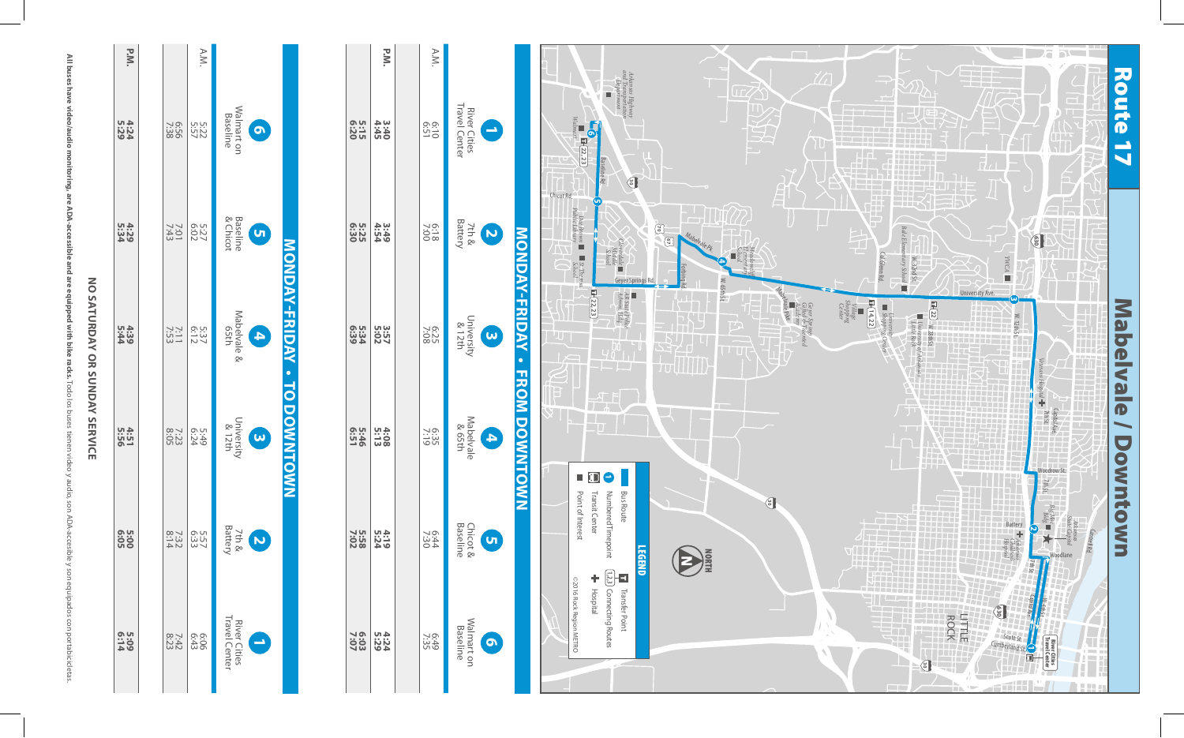# Route 17 Mabelvale / Downtown

## LEGEND

- Bus Route
- Numbered Timepoint
- Transit Center
- Point of Interest
- Transfer Point
- Connecting Routes
- Hospital

©2016 Rock Region METRO

NORTH

## MONDAY-FRIDAY • FROM DOWNTOWN

| | 1 River Cities Travel Center | 2 7th & Battery | 3 University & 12th | 4 Mabelvale & 65th | 5 Chicot & Baseline | 6 Walmart on Baseline |
|---|---|---|---|---|---|---|
| A.M. | 6:10 | 6:18 | 6:25 | 6:35 | 6:44 | 6:49 |
| | 6:51 | 7:00 | 7:08 | 7:19 | 7:30 | 7:35 |
| P.M. | 3:40 | 3:49 | 3:57 | 4:08 | 4:19 | 4:24 |
| | 4:45 | 4:54 | 5:02 | 5:13 | 5:24 | 5:29 |
| | 5:15 | 5:25 | 5:34 | 5:46 | 5:58 | 6:03 |
| | 6:20 | 6:30 | 6:39 | 6:51 | 7:02 | 7:07 |

## MONDAY-FRIDAY • TO DOWNTOWN

| | 6 Walmart on Baseline | 5 Baseline & Chicot | 4 Mabelvale & 65th | 3 University & 12th | 2 7th & Battery | 1 River Cities Travel Center |
|---|---|---|---|---|---|---|
| A.M. | 5:22 | 5:27 | 5:37 | 5:49 | 5:57 | 6:06 |
| | 5:57 | 6:02 | 6:12 | 6:24 | 6:33 | 6:43 |
| | 6:56 | 7:01 | 7:11 | 7:23 | 7:32 | 7:42 |
| | 7:38 | 7:43 | 7:53 | 8:05 | 8:14 | 8:23 |
| P.M. | 4:24 | 4:29 | 4:39 | 4:51 | 5:00 | 5:09 |
| | 5:29 | 5:34 | 5:44 | 5:56 | 6:05 | 6:14 |

**NO SATURDAY OR SUNDAY SERVICE**

**All buses have video/audio monitoring, are ADA-accessible and are equipped with bike racks.** Todo los buses tienen video y audio, son ADA-accesible y son equipados con portabicicletas.